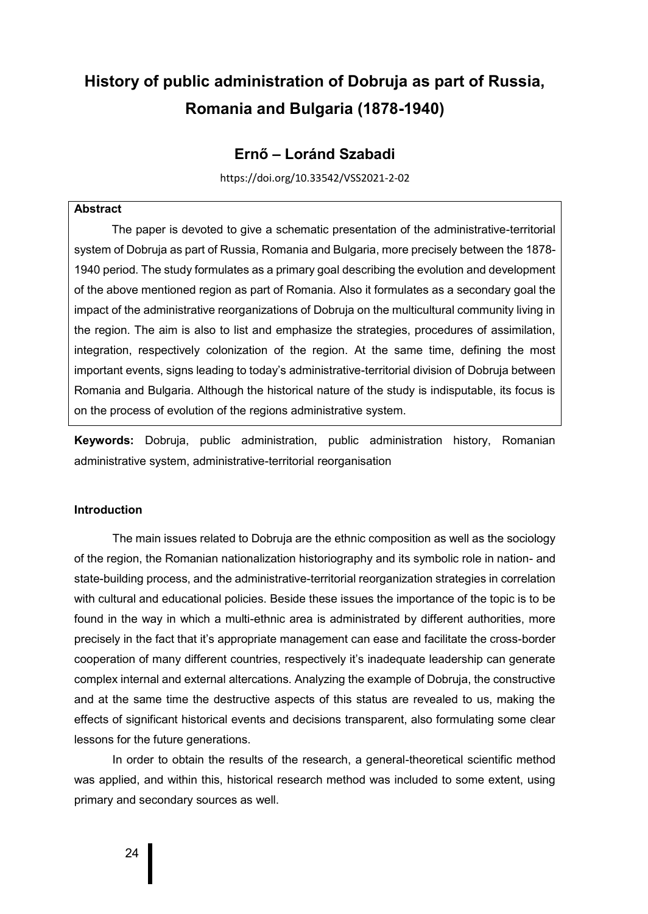# History of public administration of Dobruja as part of Russia, Romania and Bulgaria (1878-1940)

## Ernő – Loránd Szabadi

https://doi.org/10.33542/VSS2021-2-02

**Abstract**

The paper is devoted to give a schematic presentation of the administrative-territorial system of Dobruja as part of Russia, Romania and Bulgaria, more precisely between the 1878-1940 period. The study formulates as a primary goal describing the evolution and development of the above mentioned region as part of Romania. Also it formulates as a secondary goal the impact of the administrative reorganizations of Dobruja on the multicultural community living in the region. The aim is also to list and emphasize the strategies, procedures of assimilation, integration, respectively colonization of the region. At the same time, defining the most important events, signs leading to today's administrative-territorial division of Dobruja between Romania and Bulgaria. Although the historical nature of the study is indisputable, its focus is on the process of evolution of the regions administrative system.

**Keywords:** Dobruja, public administration, public administration history, Romanian administrative system, administrative-territorial reorganisation

**Introduction**

The main issues related to Dobruja are the ethnic composition as well as the sociology of the region, the Romanian nationalization historiography and its symbolic role in nation- and state-building process, and the administrative-territorial reorganization strategies in correlation with cultural and educational policies. Beside these issues the importance of the topic is to be found in the way in which a multi-ethnic area is administrated by different authorities, more precisely in the fact that it's appropriate management can ease and facilitate the cross-border cooperation of many different countries, respectively it's inadequate leadership can generate complex internal and external altercations. Analyzing the example of Dobruja, the constructive and at the same time the destructive aspects of this status are revealed to us, making the effects of significant historical events and decisions transparent, also formulating some clear lessons for the future generations.

In order to obtain the results of the research, a general-theoretical scientific method was applied, and within this, historical research method was included to some extent, using primary and secondary sources as well.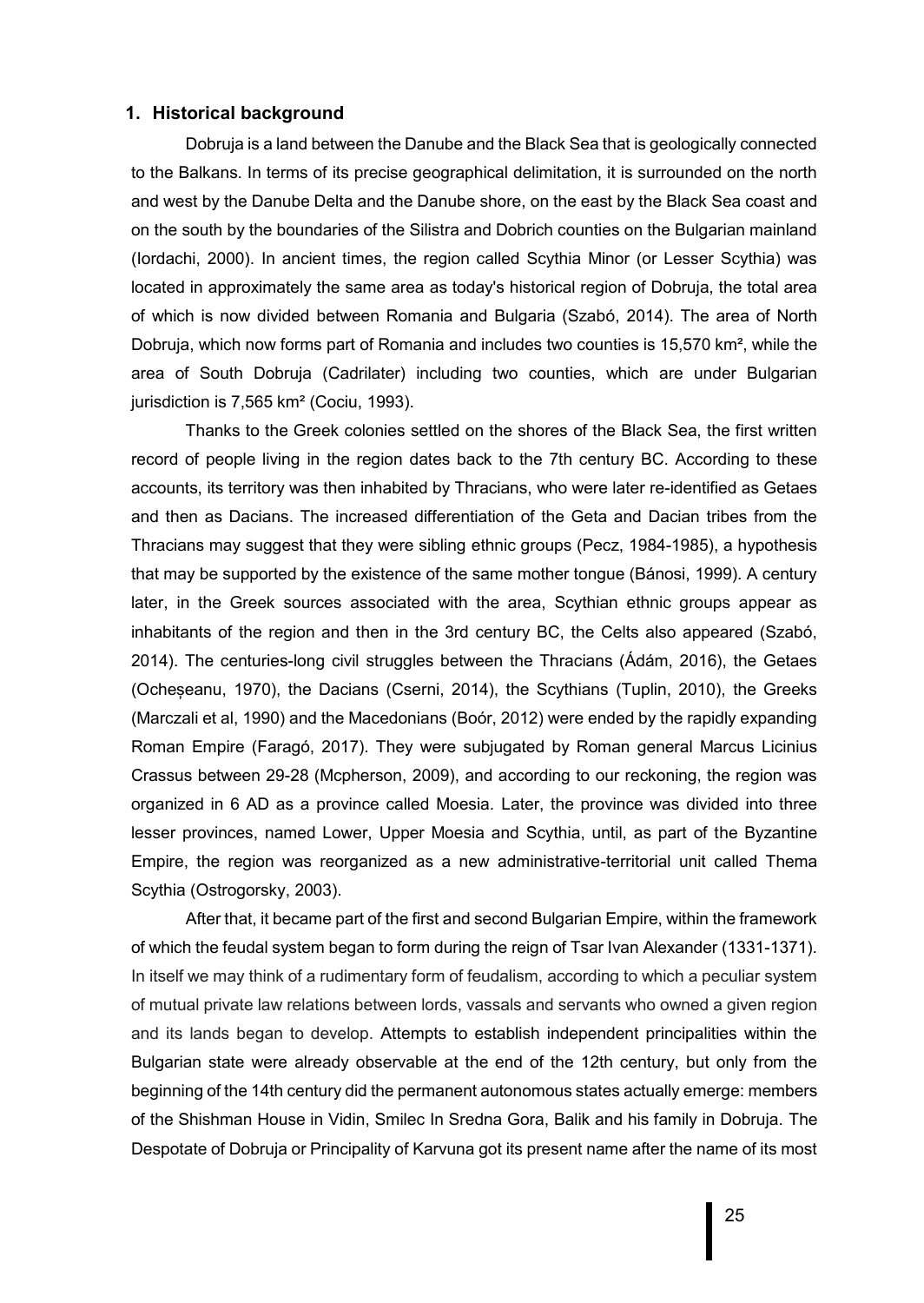## 1. Historical background

Dobruja is a land between the Danube and the Black Sea that is geologically connected to the Balkans. In terms of its precise geographical delimitation, it is surrounded on the north and west by the Danube Delta and the Danube shore, on the east by the Black Sea coast and on the south by the boundaries of the Silistra and Dobrich counties on the Bulgarian mainland (Iordachi, 2000). In ancient times, the region called Scythia Minor (or Lesser Scythia) was located in approximately the same area as today's historical region of Dobruja, the total area of which is now divided between Romania and Bulgaria (Szabó, 2014). The area of North Dobruja, which now forms part of Romania and includes two counties is 15,570 km², while the area of South Dobruja (Cadrilater) including two counties, which are under Bulgarian jurisdiction is 7,565 km² (Cociu, 1993).

Thanks to the Greek colonies settled on the shores of the Black Sea, the first written record of people living in the region dates back to the 7th century BC. According to these accounts, its territory was then inhabited by Thracians, who were later re-identified as Getaes and then as Dacians. The increased differentiation of the Geta and Dacian tribes from the Thracians may suggest that they were sibling ethnic groups (Pecz, 1984-1985), a hypothesis that may be supported by the existence of the same mother tongue (Bánosi, 1999). A century later, in the Greek sources associated with the area, Scythian ethnic groups appear as inhabitants of the region and then in the 3rd century BC, the Celts also appeared (Szabó, 2014). The centuries-long civil struggles between the Thracians (Ádám, 2016), the Getaes (Ocheșeanu, 1970), the Dacians (Cserni, 2014), the Scythians (Tuplin, 2010), the Greeks (Marczali et al, 1990) and the Macedonians (Boór, 2012) were ended by the rapidly expanding Roman Empire (Faragó, 2017). They were subjugated by Roman general Marcus Licinius Crassus between 29-28 (Mcpherson, 2009), and according to our reckoning, the region was organized in 6 AD as a province called Moesia. Later, the province was divided into three lesser provinces, named Lower, Upper Moesia and Scythia, until, as part of the Byzantine Empire, the region was reorganized as a new administrative-territorial unit called Thema Scythia (Ostrogorsky, 2003).

After that, it became part of the first and second Bulgarian Empire, within the framework of which the feudal system began to form during the reign of Tsar Ivan Alexander (1331-1371). In itself we may think of a rudimentary form of feudalism, according to which a peculiar system of mutual private law relations between lords, vassals and servants who owned a given region and its lands began to develop. Attempts to establish independent principalities within the Bulgarian state were already observable at the end of the 12th century, but only from the beginning of the 14th century did the permanent autonomous states actually emerge: members of the Shishman House in Vidin, Smilec In Sredna Gora, Balik and his family in Dobruja. The Despotate of Dobruja or Principality of Karvuna got its present name after the name of its most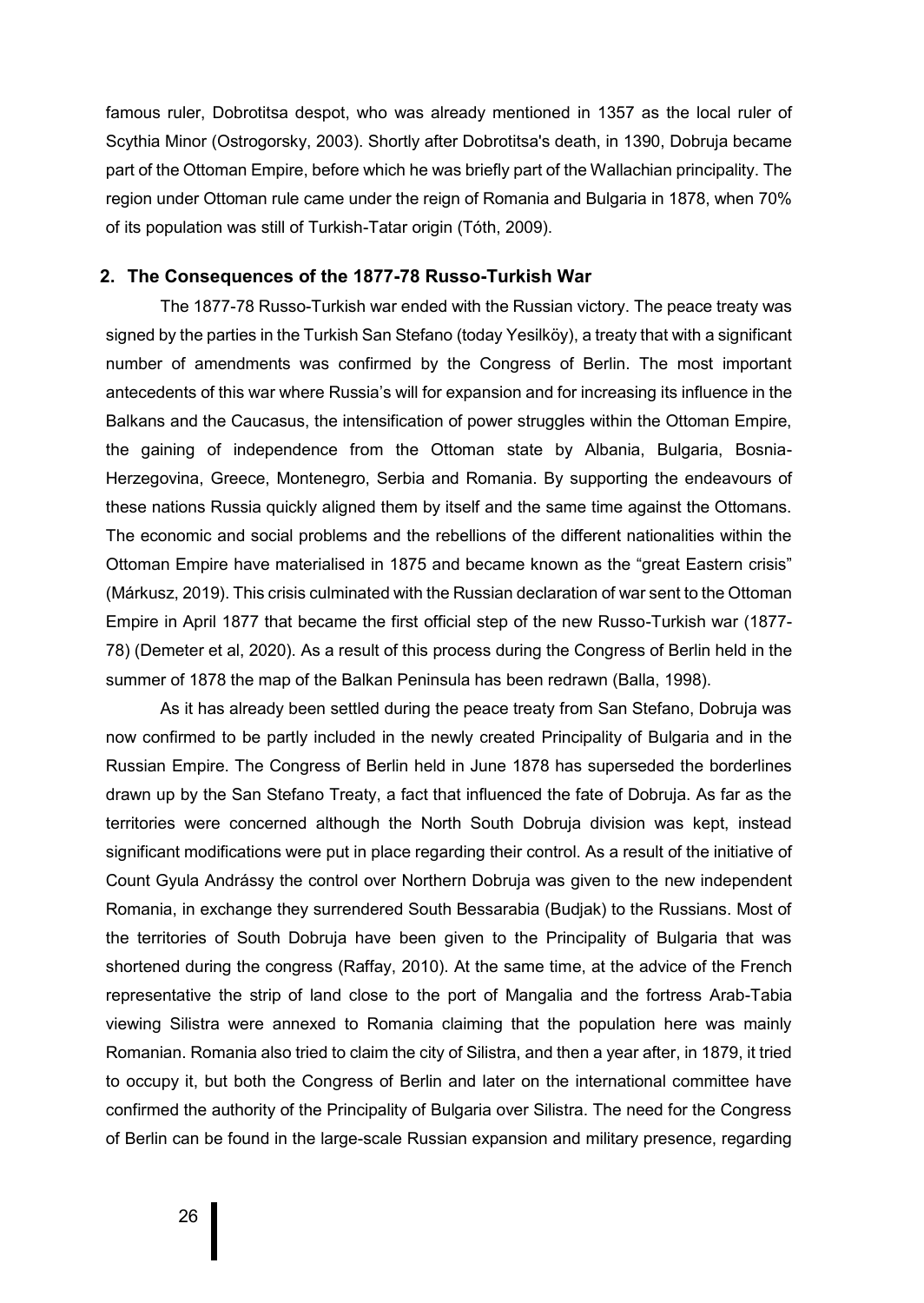famous ruler, Dobrotitsa despot, who was already mentioned in 1357 as the local ruler of Scythia Minor (Ostrogorsky, 2003). Shortly after Dobrotitsa's death, in 1390, Dobruja became part of the Ottoman Empire, before which he was briefly part of the Wallachian principality. The region under Ottoman rule came under the reign of Romania and Bulgaria in 1878, when 70% of its population was still of Turkish-Tatar origin (Tóth, 2009).

## 2. The Consequences of the 1877-78 Russo-Turkish War

The 1877-78 Russo-Turkish war ended with the Russian victory. The peace treaty was signed by the parties in the Turkish San Stefano (today Yesilköy), a treaty that with a significant number of amendments was confirmed by the Congress of Berlin. The most important antecedents of this war where Russia's will for expansion and for increasing its influence in the Balkans and the Caucasus, the intensification of power struggles within the Ottoman Empire, the gaining of independence from the Ottoman state by Albania, Bulgaria, Bosnia-Herzegovina, Greece, Montenegro, Serbia and Romania. By supporting the endeavours of these nations Russia quickly aligned them by itself and the same time against the Ottomans. The economic and social problems and the rebellions of the different nationalities within the Ottoman Empire have materialised in 1875 and became known as the "great Eastern crisis" (Márkusz, 2019). This crisis culminated with the Russian declaration of war sent to the Ottoman Empire in April 1877 that became the first official step of the new Russo-Turkish war (1877-78) (Demeter et al, 2020). As a result of this process during the Congress of Berlin held in the summer of 1878 the map of the Balkan Peninsula has been redrawn (Balla, 1998).

As it has already been settled during the peace treaty from San Stefano, Dobruja was now confirmed to be partly included in the newly created Principality of Bulgaria and in the Russian Empire. The Congress of Berlin held in June 1878 has superseded the borderlines drawn up by the San Stefano Treaty, a fact that influenced the fate of Dobruja. As far as the territories were concerned although the North South Dobruja division was kept, instead significant modifications were put in place regarding their control. As a result of the initiative of Count Gyula Andrássy the control over Northern Dobruja was given to the new independent Romania, in exchange they surrendered South Bessarabia (Budjak) to the Russians. Most of the territories of South Dobruja have been given to the Principality of Bulgaria that was shortened during the congress (Raffay, 2010). At the same time, at the advice of the French representative the strip of land close to the port of Mangalia and the fortress Arab-Tabia viewing Silistra were annexed to Romania claiming that the population here was mainly Romanian. Romania also tried to claim the city of Silistra, and then a year after, in 1879, it tried to occupy it, but both the Congress of Berlin and later on the international committee have confirmed the authority of the Principality of Bulgaria over Silistra. The need for the Congress of Berlin can be found in the large-scale Russian expansion and military presence, regarding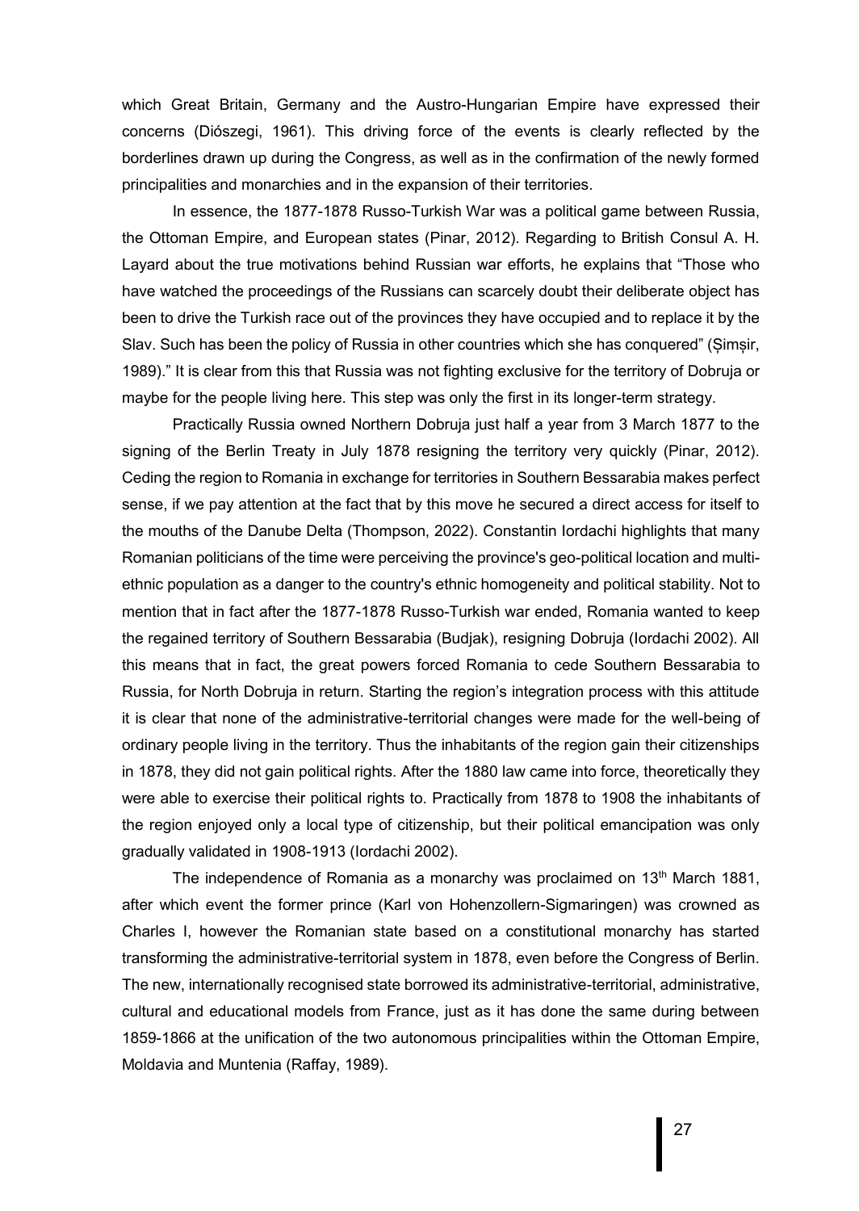which Great Britain, Germany and the Austro-Hungarian Empire have expressed their concerns (Diószegi, 1961). This driving force of the events is clearly reflected by the borderlines drawn up during the Congress, as well as in the confirmation of the newly formed principalities and monarchies and in the expansion of their territories.

In essence, the 1877-1878 Russo-Turkish War was a political game between Russia, the Ottoman Empire, and European states (Pinar, 2012). Regarding to British Consul A. H. Layard about the true motivations behind Russian war efforts, he explains that "Those who have watched the proceedings of the Russians can scarcely doubt their deliberate object has been to drive the Turkish race out of the provinces they have occupied and to replace it by the Slav. Such has been the policy of Russia in other countries which she has conquered" (Șimșir, 1989)." It is clear from this that Russia was not fighting exclusive for the territory of Dobruja or maybe for the people living here. This step was only the first in its longer-term strategy.

Practically Russia owned Northern Dobruja just half a year from 3 March 1877 to the signing of the Berlin Treaty in July 1878 resigning the territory very quickly (Pinar, 2012). Ceding the region to Romania in exchange for territories in Southern Bessarabia makes perfect sense, if we pay attention at the fact that by this move he secured a direct access for itself to the mouths of the Danube Delta (Thompson, 2022). Constantin Iordachi highlights that many Romanian politicians of the time were perceiving the province's geo-political location and multi-ethnic population as a danger to the country's ethnic homogeneity and political stability. Not to mention that in fact after the 1877-1878 Russo-Turkish war ended, Romania wanted to keep the regained territory of Southern Bessarabia (Budjak), resigning Dobruja (Iordachi 2002). All this means that in fact, the great powers forced Romania to cede Southern Bessarabia to Russia, for North Dobruja in return. Starting the region's integration process with this attitude it is clear that none of the administrative-territorial changes were made for the well-being of ordinary people living in the territory. Thus the inhabitants of the region gain their citizenships in 1878, they did not gain political rights. After the 1880 law came into force, theoretically they were able to exercise their political rights to. Practically from 1878 to 1908 the inhabitants of the region enjoyed only a local type of citizenship, but their political emancipation was only gradually validated in 1908-1913 (Iordachi 2002).

The independence of Romania as a monarchy was proclaimed on 13th March 1881, after which event the former prince (Karl von Hohenzollern-Sigmaringen) was crowned as Charles I, however the Romanian state based on a constitutional monarchy has started transforming the administrative-territorial system in 1878, even before the Congress of Berlin. The new, internationally recognised state borrowed its administrative-territorial, administrative, cultural and educational models from France, just as it has done the same during between 1859-1866 at the unification of the two autonomous principalities within the Ottoman Empire, Moldavia and Muntenia (Raffay, 1989).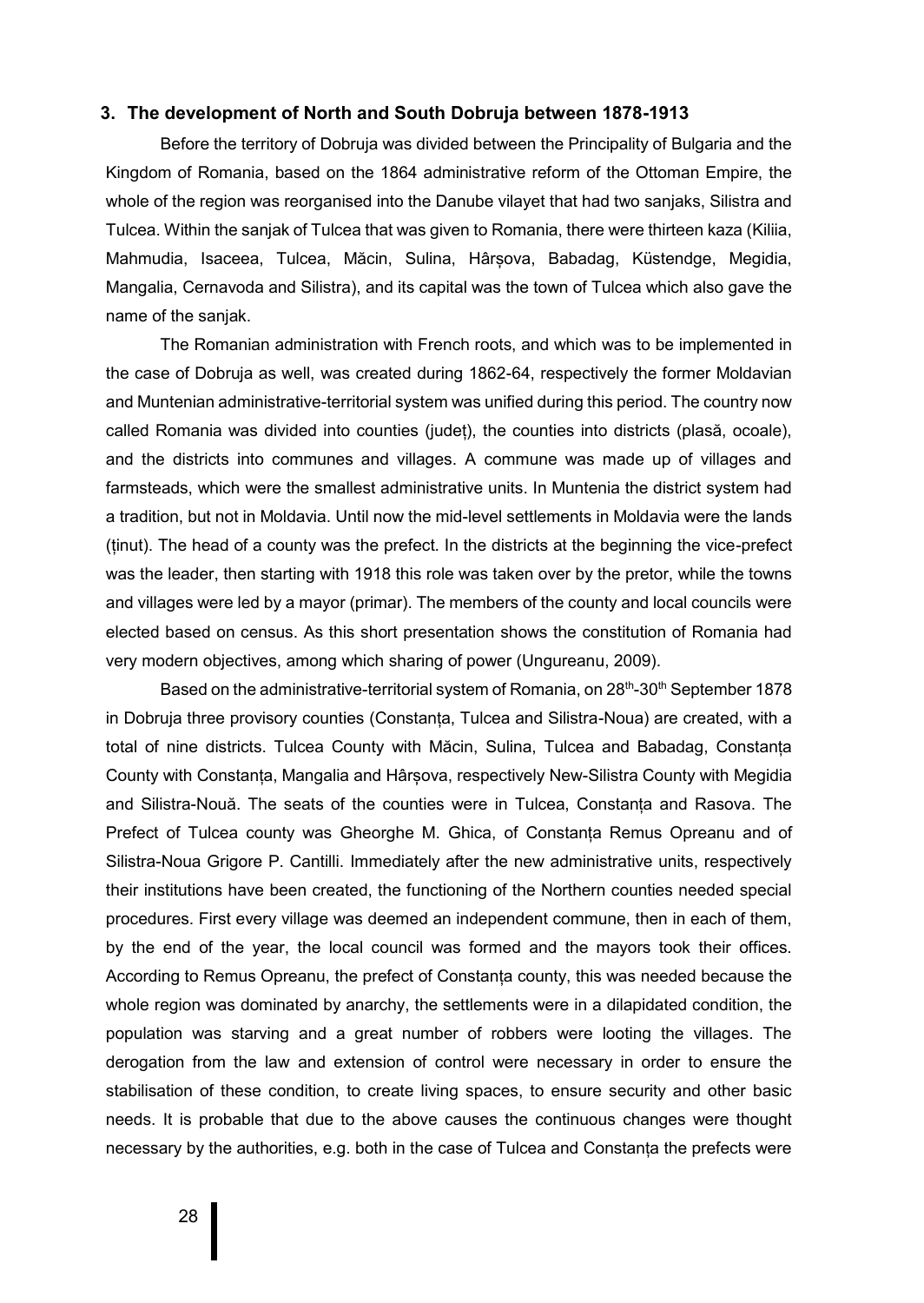### 3. The development of North and South Dobruja between 1878-1913

Before the territory of Dobruja was divided between the Principality of Bulgaria and the Kingdom of Romania, based on the 1864 administrative reform of the Ottoman Empire, the whole of the region was reorganised into the Danube vilayet that had two sanjaks, Silistra and Tulcea. Within the sanjak of Tulcea that was given to Romania, there were thirteen kaza (Kiliia, Mahmudia, Isaceea, Tulcea, Măcin, Sulina, Hârșova, Babadag, Küstendge, Megidia, Mangalia, Cernavoda and Silistra), and its capital was the town of Tulcea which also gave the name of the sanjak.

The Romanian administration with French roots, and which was to be implemented in the case of Dobruja as well, was created during 1862-64, respectively the former Moldavian and Muntenian administrative-territorial system was unified during this period. The country now called Romania was divided into counties (județ), the counties into districts (plasă, ocoale), and the districts into communes and villages. A commune was made up of villages and farmsteads, which were the smallest administrative units. In Muntenia the district system had a tradition, but not in Moldavia. Until now the mid-level settlements in Moldavia were the lands (ținut). The head of a county was the prefect. In the districts at the beginning the vice-prefect was the leader, then starting with 1918 this role was taken over by the pretor, while the towns and villages were led by a mayor (primar). The members of the county and local councils were elected based on census. As this short presentation shows the constitution of Romania had very modern objectives, among which sharing of power (Ungureanu, 2009).

Based on the administrative-territorial system of Romania, on 28th-30th September 1878 in Dobruja three provisory counties (Constanța, Tulcea and Silistra-Noua) are created, with a total of nine districts. Tulcea County with Măcin, Sulina, Tulcea and Babadag, Constanța County with Constanța, Mangalia and Hârșova, respectively New-Silistra County with Megidia and Silistra-Nouă. The seats of the counties were in Tulcea, Constanța and Rasova. The Prefect of Tulcea county was Gheorghe M. Ghica, of Constanța Remus Opreanu and of Silistra-Noua Grigore P. Cantilli. Immediately after the new administrative units, respectively their institutions have been created, the functioning of the Northern counties needed special procedures. First every village was deemed an independent commune, then in each of them, by the end of the year, the local council was formed and the mayors took their offices. According to Remus Opreanu, the prefect of Constanța county, this was needed because the whole region was dominated by anarchy, the settlements were in a dilapidated condition, the population was starving and a great number of robbers were looting the villages. The derogation from the law and extension of control were necessary in order to ensure the stabilisation of these condition, to create living spaces, to ensure security and other basic needs. It is probable that due to the above causes the continuous changes were thought necessary by the authorities, e.g. both in the case of Tulcea and Constanța the prefects were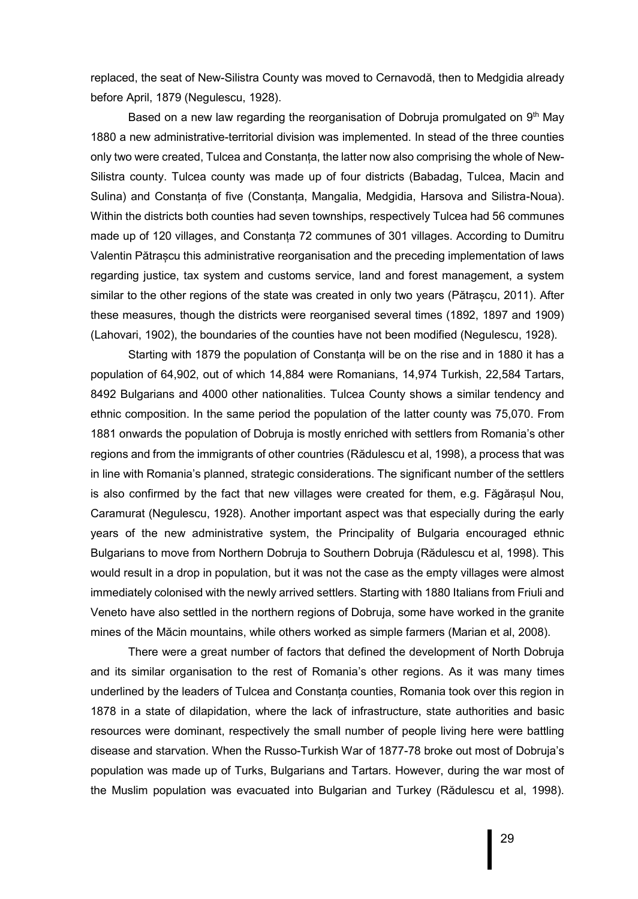replaced, the seat of New-Silistra County was moved to Cernavodă, then to Medgidia already before April, 1879 (Negulescu, 1928).

Based on a new law regarding the reorganisation of Dobruja promulgated on 9th May 1880 a new administrative-territorial division was implemented. In stead of the three counties only two were created, Tulcea and Constanța, the latter now also comprising the whole of New-Silistra county. Tulcea county was made up of four districts (Babadag, Tulcea, Macin and Sulina) and Constanța of five (Constanța, Mangalia, Medgidia, Harsova and Silistra-Noua). Within the districts both counties had seven townships, respectively Tulcea had 56 communes made up of 120 villages, and Constanța 72 communes of 301 villages. According to Dumitru Valentin Pătrașcu this administrative reorganisation and the preceding implementation of laws regarding justice, tax system and customs service, land and forest management, a system similar to the other regions of the state was created in only two years (Pătrașcu, 2011). After these measures, though the districts were reorganised several times (1892, 1897 and 1909) (Lahovari, 1902), the boundaries of the counties have not been modified (Negulescu, 1928).

Starting with 1879 the population of Constanța will be on the rise and in 1880 it has a population of 64,902, out of which 14,884 were Romanians, 14,974 Turkish, 22,584 Tartars, 8492 Bulgarians and 4000 other nationalities. Tulcea County shows a similar tendency and ethnic composition. In the same period the population of the latter county was 75,070. From 1881 onwards the population of Dobruja is mostly enriched with settlers from Romania's other regions and from the immigrants of other countries (Rădulescu et al, 1998), a process that was in line with Romania's planned, strategic considerations. The significant number of the settlers is also confirmed by the fact that new villages were created for them, e.g. Făgărașul Nou, Caramurat (Negulescu, 1928). Another important aspect was that especially during the early years of the new administrative system, the Principality of Bulgaria encouraged ethnic Bulgarians to move from Northern Dobruja to Southern Dobruja (Rădulescu et al, 1998). This would result in a drop in population, but it was not the case as the empty villages were almost immediately colonised with the newly arrived settlers. Starting with 1880 Italians from Friuli and Veneto have also settled in the northern regions of Dobruja, some have worked in the granite mines of the Măcin mountains, while others worked as simple farmers (Marian et al, 2008).

There were a great number of factors that defined the development of North Dobruja and its similar organisation to the rest of Romania's other regions. As it was many times underlined by the leaders of Tulcea and Constanța counties, Romania took over this region in 1878 in a state of dilapidation, where the lack of infrastructure, state authorities and basic resources were dominant, respectively the small number of people living here were battling disease and starvation. When the Russo-Turkish War of 1877-78 broke out most of Dobruja's population was made up of Turks, Bulgarians and Tartars. However, during the war most of the Muslim population was evacuated into Bulgarian and Turkey (Rădulescu et al, 1998).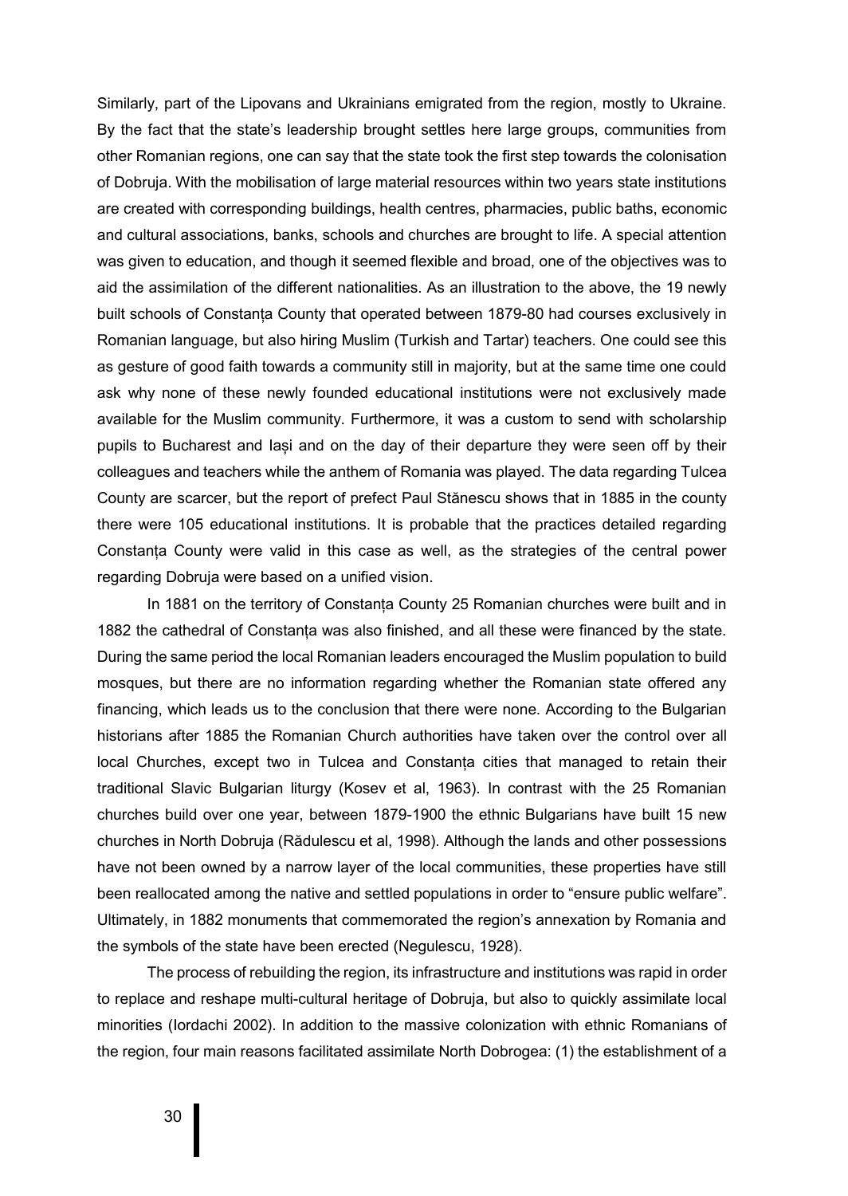Similarly, part of the Lipovans and Ukrainians emigrated from the region, mostly to Ukraine. By the fact that the state's leadership brought settles here large groups, communities from other Romanian regions, one can say that the state took the first step towards the colonisation of Dobruja. With the mobilisation of large material resources within two years state institutions are created with corresponding buildings, health centres, pharmacies, public baths, economic and cultural associations, banks, schools and churches are brought to life. A special attention was given to education, and though it seemed flexible and broad, one of the objectives was to aid the assimilation of the different nationalities. As an illustration to the above, the 19 newly built schools of Constanța County that operated between 1879-80 had courses exclusively in Romanian language, but also hiring Muslim (Turkish and Tartar) teachers. One could see this as gesture of good faith towards a community still in majority, but at the same time one could ask why none of these newly founded educational institutions were not exclusively made available for the Muslim community. Furthermore, it was a custom to send with scholarship pupils to Bucharest and Iași and on the day of their departure they were seen off by their colleagues and teachers while the anthem of Romania was played. The data regarding Tulcea County are scarcer, but the report of prefect Paul Stănescu shows that in 1885 in the county there were 105 educational institutions. It is probable that the practices detailed regarding Constanța County were valid in this case as well, as the strategies of the central power regarding Dobruja were based on a unified vision.

In 1881 on the territory of Constanța County 25 Romanian churches were built and in 1882 the cathedral of Constanța was also finished, and all these were financed by the state. During the same period the local Romanian leaders encouraged the Muslim population to build mosques, but there are no information regarding whether the Romanian state offered any financing, which leads us to the conclusion that there were none. According to the Bulgarian historians after 1885 the Romanian Church authorities have taken over the control over all local Churches, except two in Tulcea and Constanța cities that managed to retain their traditional Slavic Bulgarian liturgy (Kosev et al, 1963). In contrast with the 25 Romanian churches build over one year, between 1879-1900 the ethnic Bulgarians have built 15 new churches in North Dobruja (Rădulescu et al, 1998). Although the lands and other possessions have not been owned by a narrow layer of the local communities, these properties have still been reallocated among the native and settled populations in order to "ensure public welfare". Ultimately, in 1882 monuments that commemorated the region's annexation by Romania and the symbols of the state have been erected (Negulescu, 1928).

The process of rebuilding the region, its infrastructure and institutions was rapid in order to replace and reshape multi-cultural heritage of Dobruja, but also to quickly assimilate local minorities (Iordachi 2002). In addition to the massive colonization with ethnic Romanians of the region, four main reasons facilitated assimilate North Dobrogea: (1) the establishment of a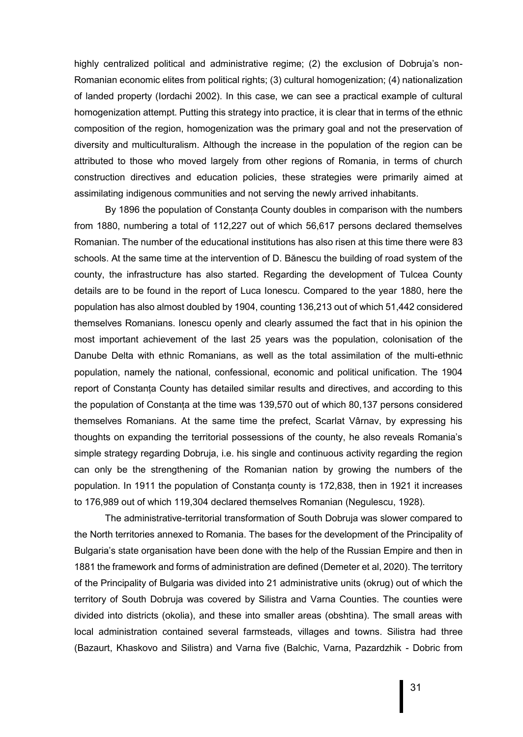highly centralized political and administrative regime; (2) the exclusion of Dobruja's non-Romanian economic elites from political rights; (3) cultural homogenization; (4) nationalization of landed property (Iordachi 2002). In this case, we can see a practical example of cultural homogenization attempt. Putting this strategy into practice, it is clear that in terms of the ethnic composition of the region, homogenization was the primary goal and not the preservation of diversity and multiculturalism. Although the increase in the population of the region can be attributed to those who moved largely from other regions of Romania, in terms of church construction directives and education policies, these strategies were primarily aimed at assimilating indigenous communities and not serving the newly arrived inhabitants.

By 1896 the population of Constanța County doubles in comparison with the numbers from 1880, numbering a total of 112,227 out of which 56,617 persons declared themselves Romanian. The number of the educational institutions has also risen at this time there were 83 schools. At the same time at the intervention of D. Bănescu the building of road system of the county, the infrastructure has also started. Regarding the development of Tulcea County details are to be found in the report of Luca Ionescu. Compared to the year 1880, here the population has also almost doubled by 1904, counting 136,213 out of which 51,442 considered themselves Romanians. Ionescu openly and clearly assumed the fact that in his opinion the most important achievement of the last 25 years was the population, colonisation of the Danube Delta with ethnic Romanians, as well as the total assimilation of the multi-ethnic population, namely the national, confessional, economic and political unification. The 1904 report of Constanța County has detailed similar results and directives, and according to this the population of Constanța at the time was 139,570 out of which 80,137 persons considered themselves Romanians. At the same time the prefect, Scarlat Vârnav, by expressing his thoughts on expanding the territorial possessions of the county, he also reveals Romania's simple strategy regarding Dobruja, i.e. his single and continuous activity regarding the region can only be the strengthening of the Romanian nation by growing the numbers of the population. In 1911 the population of Constanța county is 172,838, then in 1921 it increases to 176,989 out of which 119,304 declared themselves Romanian (Negulescu, 1928).

The administrative-territorial transformation of South Dobruja was slower compared to the North territories annexed to Romania. The bases for the development of the Principality of Bulgaria's state organisation have been done with the help of the Russian Empire and then in 1881 the framework and forms of administration are defined (Demeter et al, 2020). The territory of the Principality of Bulgaria was divided into 21 administrative units (okrug) out of which the territory of South Dobruja was covered by Silistra and Varna Counties. The counties were divided into districts (okolia), and these into smaller areas (obshtina). The small areas with local administration contained several farmsteads, villages and towns. Silistra had three (Bazaurt, Khaskovo and Silistra) and Varna five (Balchic, Varna, Pazardzhik - Dobric from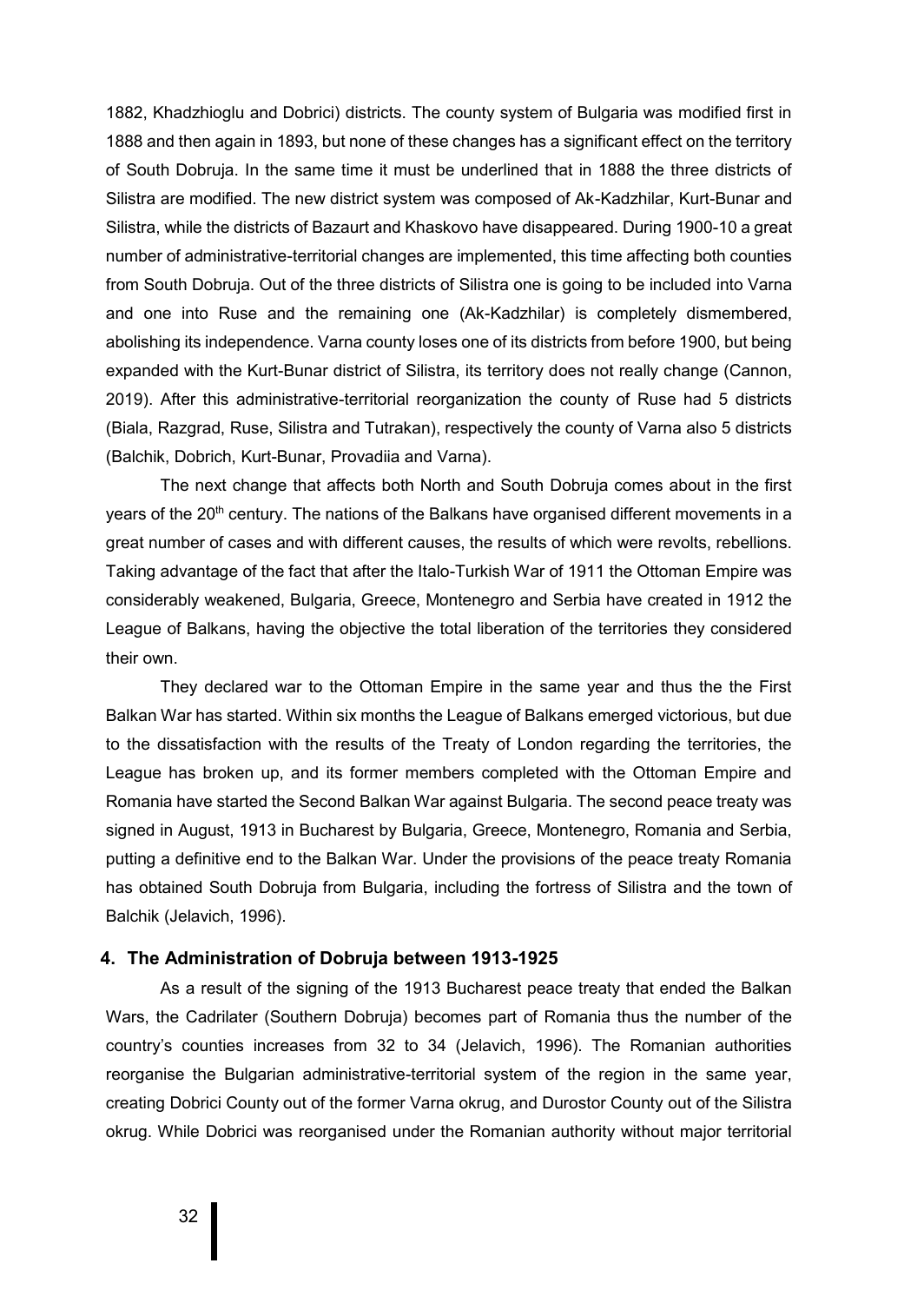1882, Khadzhioglu and Dobrici) districts. The county system of Bulgaria was modified first in 1888 and then again in 1893, but none of these changes has a significant effect on the territory of South Dobruja. In the same time it must be underlined that in 1888 the three districts of Silistra are modified. The new district system was composed of Ak-Kadzhilar, Kurt-Bunar and Silistra, while the districts of Bazaurt and Khaskovo have disappeared. During 1900-10 a great number of administrative-territorial changes are implemented, this time affecting both counties from South Dobruja. Out of the three districts of Silistra one is going to be included into Varna and one into Ruse and the remaining one (Ak-Kadzhilar) is completely dismembered, abolishing its independence. Varna county loses one of its districts from before 1900, but being expanded with the Kurt-Bunar district of Silistra, its territory does not really change (Cannon, 2019). After this administrative-territorial reorganization the county of Ruse had 5 districts (Biala, Razgrad, Ruse, Silistra and Tutrakan), respectively the county of Varna also 5 districts (Balchik, Dobrich, Kurt-Bunar, Provadiia and Varna).

The next change that affects both North and South Dobruja comes about in the first years of the 20th century. The nations of the Balkans have organised different movements in a great number of cases and with different causes, the results of which were revolts, rebellions. Taking advantage of the fact that after the Italo-Turkish War of 1911 the Ottoman Empire was considerably weakened, Bulgaria, Greece, Montenegro and Serbia have created in 1912 the League of Balkans, having the objective the total liberation of the territories they considered their own.

They declared war to the Ottoman Empire in the same year and thus the the First Balkan War has started. Within six months the League of Balkans emerged victorious, but due to the dissatisfaction with the results of the Treaty of London regarding the territories, the League has broken up, and its former members completed with the Ottoman Empire and Romania have started the Second Balkan War against Bulgaria. The second peace treaty was signed in August, 1913 in Bucharest by Bulgaria, Greece, Montenegro, Romania and Serbia, putting a definitive end to the Balkan War. Under the provisions of the peace treaty Romania has obtained South Dobruja from Bulgaria, including the fortress of Silistra and the town of Balchik (Jelavich, 1996).

## 4. The Administration of Dobruja between 1913-1925

As a result of the signing of the 1913 Bucharest peace treaty that ended the Balkan Wars, the Cadrilater (Southern Dobruja) becomes part of Romania thus the number of the country's counties increases from 32 to 34 (Jelavich, 1996). The Romanian authorities reorganise the Bulgarian administrative-territorial system of the region in the same year, creating Dobrici County out of the former Varna okrug, and Durostor County out of the Silistra okrug. While Dobrici was reorganised under the Romanian authority without major territorial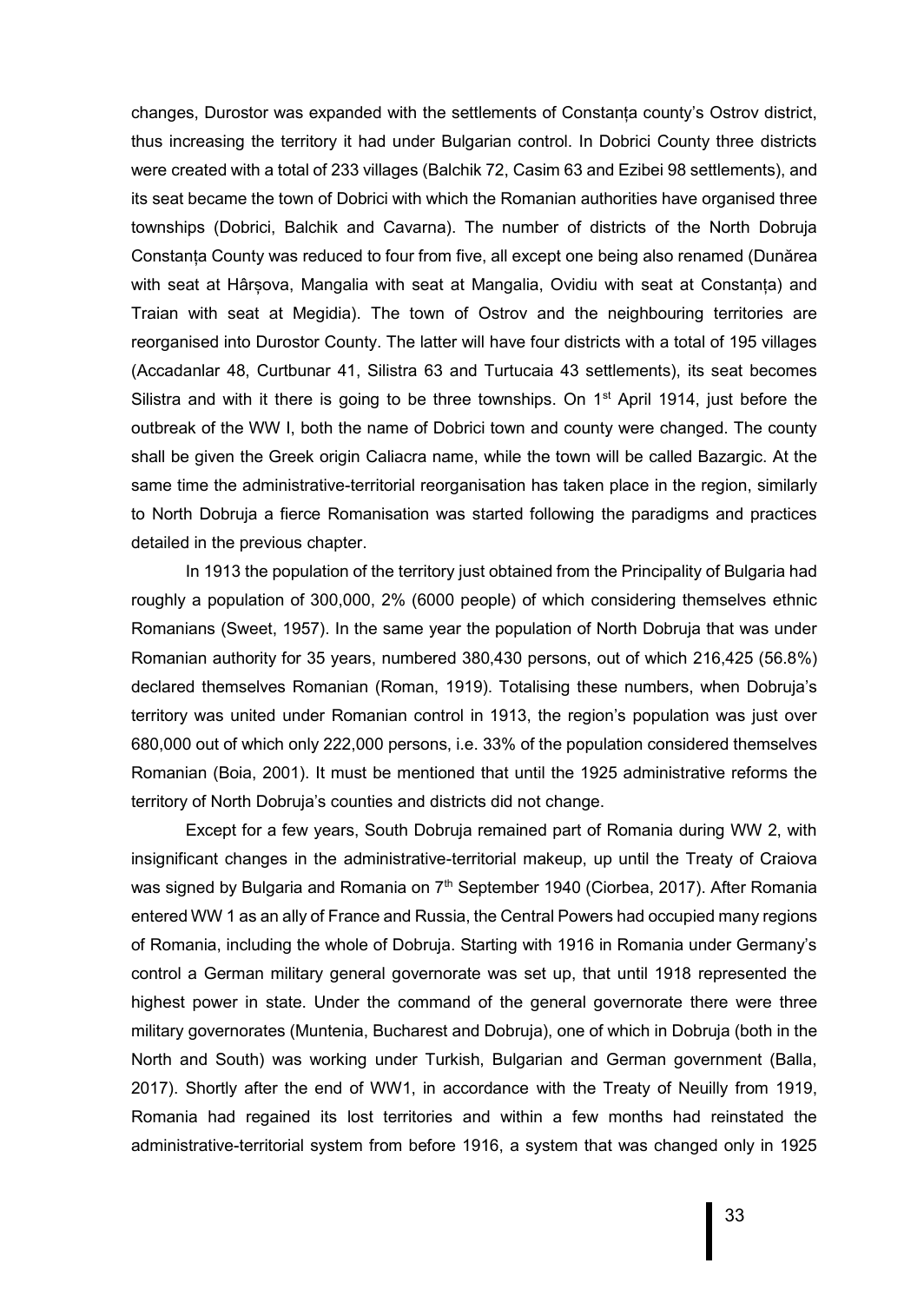changes, Durostor was expanded with the settlements of Constanța county's Ostrov district, thus increasing the territory it had under Bulgarian control. In Dobrici County three districts were created with a total of 233 villages (Balchik 72, Casim 63 and Ezibei 98 settlements), and its seat became the town of Dobrici with which the Romanian authorities have organised three townships (Dobrici, Balchik and Cavarna). The number of districts of the North Dobruja Constanța County was reduced to four from five, all except one being also renamed (Dunărea with seat at Hârșova, Mangalia with seat at Mangalia, Ovidiu with seat at Constanța) and Traian with seat at Megidia). The town of Ostrov and the neighbouring territories are reorganised into Durostor County. The latter will have four districts with a total of 195 villages (Accadanlar 48, Curtbunar 41, Silistra 63 and Turtucaia 43 settlements), its seat becomes Silistra and with it there is going to be three townships. On 1st April 1914, just before the outbreak of the WW I, both the name of Dobrici town and county were changed. The county shall be given the Greek origin Caliacra name, while the town will be called Bazargic. At the same time the administrative-territorial reorganisation has taken place in the region, similarly to North Dobruja a fierce Romanisation was started following the paradigms and practices detailed in the previous chapter.

In 1913 the population of the territory just obtained from the Principality of Bulgaria had roughly a population of 300,000, 2% (6000 people) of which considering themselves ethnic Romanians (Sweet, 1957). In the same year the population of North Dobruja that was under Romanian authority for 35 years, numbered 380,430 persons, out of which 216,425 (56.8%) declared themselves Romanian (Roman, 1919). Totalising these numbers, when Dobruja's territory was united under Romanian control in 1913, the region's population was just over 680,000 out of which only 222,000 persons, i.e. 33% of the population considered themselves Romanian (Boia, 2001). It must be mentioned that until the 1925 administrative reforms the territory of North Dobruja's counties and districts did not change.

Except for a few years, South Dobruja remained part of Romania during WW 2, with insignificant changes in the administrative-territorial makeup, up until the Treaty of Craiova was signed by Bulgaria and Romania on 7th September 1940 (Ciorbea, 2017). After Romania entered WW 1 as an ally of France and Russia, the Central Powers had occupied many regions of Romania, including the whole of Dobruja. Starting with 1916 in Romania under Germany's control a German military general governorate was set up, that until 1918 represented the highest power in state. Under the command of the general governorate there were three military governorates (Muntenia, Bucharest and Dobruja), one of which in Dobruja (both in the North and South) was working under Turkish, Bulgarian and German government (Balla, 2017). Shortly after the end of WW1, in accordance with the Treaty of Neuilly from 1919, Romania had regained its lost territories and within a few months had reinstated the administrative-territorial system from before 1916, a system that was changed only in 1925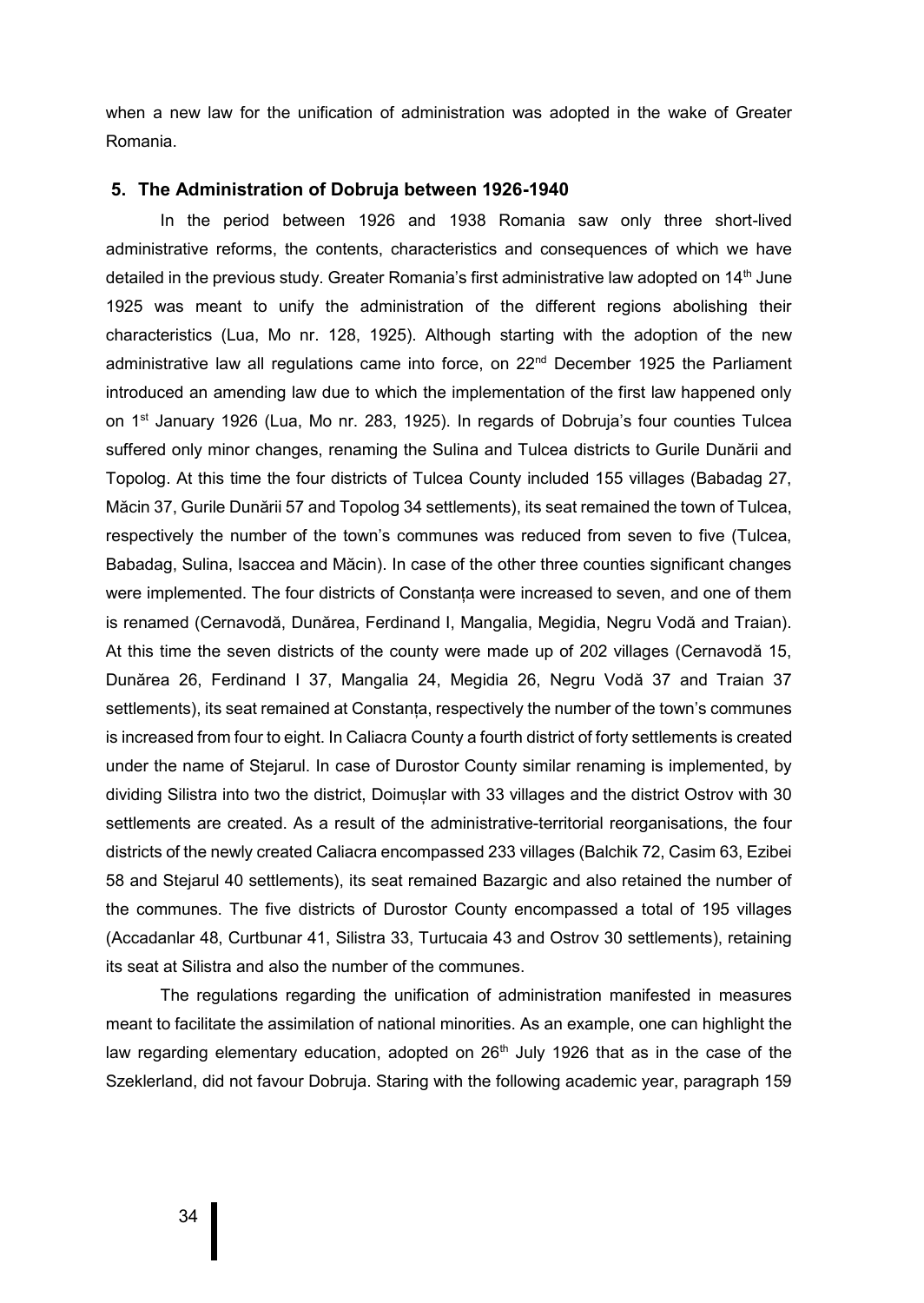when a new law for the unification of administration was adopted in the wake of Greater Romania.

## 5. The Administration of Dobruja between 1926-1940

In the period between 1926 and 1938 Romania saw only three short-lived administrative reforms, the contents, characteristics and consequences of which we have detailed in the previous study. Greater Romania's first administrative law adopted on 14th June 1925 was meant to unify the administration of the different regions abolishing their characteristics (Lua, Mo nr. 128, 1925). Although starting with the adoption of the new administrative law all regulations came into force, on 22nd December 1925 the Parliament introduced an amending law due to which the implementation of the first law happened only on 1st January 1926 (Lua, Mo nr. 283, 1925). In regards of Dobruja's four counties Tulcea suffered only minor changes, renaming the Sulina and Tulcea districts to Gurile Dunării and Topolog. At this time the four districts of Tulcea County included 155 villages (Babadag 27, Măcin 37, Gurile Dunării 57 and Topolog 34 settlements), its seat remained the town of Tulcea, respectively the number of the town's communes was reduced from seven to five (Tulcea, Babadag, Sulina, Isaccea and Măcin). In case of the other three counties significant changes were implemented. The four districts of Constanța were increased to seven, and one of them is renamed (Cernavodă, Dunărea, Ferdinand I, Mangalia, Megidia, Negru Vodă and Traian). At this time the seven districts of the county were made up of 202 villages (Cernavodă 15, Dunărea 26, Ferdinand I 37, Mangalia 24, Megidia 26, Negru Vodă 37 and Traian 37 settlements), its seat remained at Constanța, respectively the number of the town's communes is increased from four to eight. In Caliacra County a fourth district of forty settlements is created under the name of Stejarul. In case of Durostor County similar renaming is implemented, by dividing Silistra into two the district, Doimușlar with 33 villages and the district Ostrov with 30 settlements are created. As a result of the administrative-territorial reorganisations, the four districts of the newly created Caliacra encompassed 233 villages (Balchik 72, Casim 63, Ezibei 58 and Stejarul 40 settlements), its seat remained Bazargic and also retained the number of the communes. The five districts of Durostor County encompassed a total of 195 villages (Accadanlar 48, Curtbunar 41, Silistra 33, Turtucaia 43 and Ostrov 30 settlements), retaining its seat at Silistra and also the number of the communes.

The regulations regarding the unification of administration manifested in measures meant to facilitate the assimilation of national minorities. As an example, one can highlight the law regarding elementary education, adopted on 26th July 1926 that as in the case of the Szeklerland, did not favour Dobruja. Staring with the following academic year, paragraph 159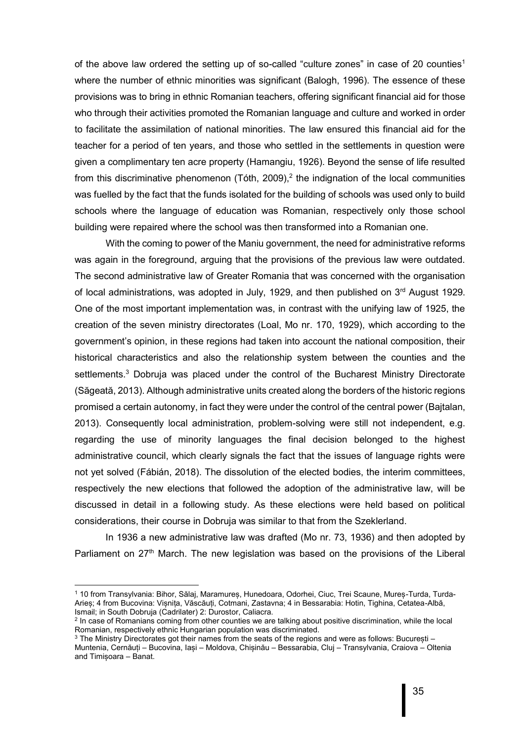of the above law ordered the setting up of so-called "culture zones" in case of 20 counties[1] where the number of ethnic minorities was significant (Balogh, 1996). The essence of these provisions was to bring in ethnic Romanian teachers, offering significant financial aid for those who through their activities promoted the Romanian language and culture and worked in order to facilitate the assimilation of national minorities. The law ensured this financial aid for the teacher for a period of ten years, and those who settled in the settlements in question were given a complimentary ten acre property (Hamangiu, 1926). Beyond the sense of life resulted from this discriminative phenomenon (Tóth, 2009),[2] the indignation of the local communities was fuelled by the fact that the funds isolated for the building of schools was used only to build schools where the language of education was Romanian, respectively only those school building were repaired where the school was then transformed into a Romanian one.

With the coming to power of the Maniu government, the need for administrative reforms was again in the foreground, arguing that the provisions of the previous law were outdated. The second administrative law of Greater Romania that was concerned with the organisation of local administrations, was adopted in July, 1929, and then published on 3rd August 1929. One of the most important implementation was, in contrast with the unifying law of 1925, the creation of the seven ministry directorates (Loal, Mo nr. 170, 1929), which according to the government's opinion, in these regions had taken into account the national composition, their historical characteristics and also the relationship system between the counties and the settlements.[3] Dobruja was placed under the control of the Bucharest Ministry Directorate (Săgeată, 2013). Although administrative units created along the borders of the historic regions promised a certain autonomy, in fact they were under the control of the central power (Bajtalan, 2013). Consequently local administration, problem-solving were still not independent, e.g. regarding the use of minority languages the final decision belonged to the highest administrative council, which clearly signals the fact that the issues of language rights were not yet solved (Fábián, 2018). The dissolution of the elected bodies, the interim committees, respectively the new elections that followed the adoption of the administrative law, will be discussed in detail in a following study. As these elections were held based on political considerations, their course in Dobruja was similar to that from the Szeklerland.

In 1936 a new administrative law was drafted (Mo nr. 73, 1936) and then adopted by Parliament on 27th March. The new legislation was based on the provisions of the Liberal

---

[1] 10 from Transylvania: Bihor, Sălaj, Maramureș, Hunedoara, Odorhei, Ciuc, Trei Scaune, Mureș-Turda, Turda-Arieș; 4 from Bucovina: Vișnița, Văscăuți, Cotmani, Zastavna; 4 in Bessarabia: Hotin, Tighina, Cetatea-Albă, Ismail; in South Dobruja (Cadrilater) 2: Durostor, Caliacra.

[2] In case of Romanians coming from other counties we are talking about positive discrimination, while the local Romanian, respectively ethnic Hungarian population was discriminated.

[3] The Ministry Directorates got their names from the seats of the regions and were as follows: București – Muntenia, Cernăuți – Bucovina, Iași – Moldova, Chișinău – Bessarabia, Cluj – Transylvania, Craiova – Oltenia and Timișoara – Banat.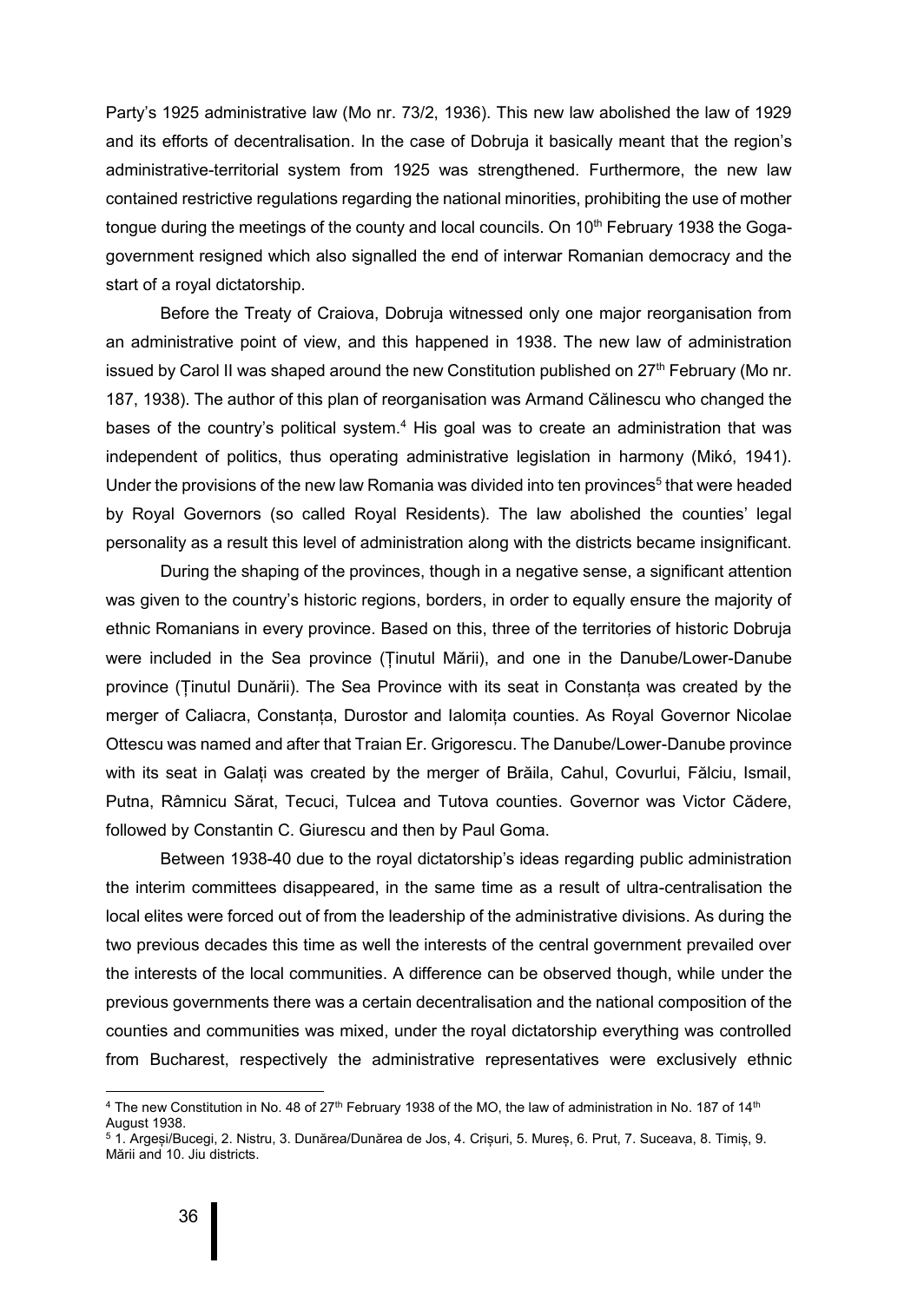Party's 1925 administrative law (Mo nr. 73/2, 1936). This new law abolished the law of 1929 and its efforts of decentralisation. In the case of Dobruja it basically meant that the region's administrative-territorial system from 1925 was strengthened. Furthermore, the new law contained restrictive regulations regarding the national minorities, prohibiting the use of mother tongue during the meetings of the county and local councils. On 10th February 1938 the Goga-government resigned which also signalled the end of interwar Romanian democracy and the start of a royal dictatorship.

Before the Treaty of Craiova, Dobruja witnessed only one major reorganisation from an administrative point of view, and this happened in 1938. The new law of administration issued by Carol II was shaped around the new Constitution published on 27th February (Mo nr. 187, 1938). The author of this plan of reorganisation was Armand Călinescu who changed the bases of the country's political system.[4] His goal was to create an administration that was independent of politics, thus operating administrative legislation in harmony (Mikó, 1941). Under the provisions of the new law Romania was divided into ten provinces[5] that were headed by Royal Governors (so called Royal Residents). The law abolished the counties' legal personality as a result this level of administration along with the districts became insignificant.

During the shaping of the provinces, though in a negative sense, a significant attention was given to the country's historic regions, borders, in order to equally ensure the majority of ethnic Romanians in every province. Based on this, three of the territories of historic Dobruja were included in the Sea province (Ținutul Mării), and one in the Danube/Lower-Danube province (Ținutul Dunării). The Sea Province with its seat in Constanța was created by the merger of Caliacra, Constanța, Durostor and Ialomița counties. As Royal Governor Nicolae Ottescu was named and after that Traian Er. Grigorescu. The Danube/Lower-Danube province with its seat in Galați was created by the merger of Brăila, Cahul, Covurlui, Fălciu, Ismail, Putna, Râmnicu Sărat, Tecuci, Tulcea and Tutova counties. Governor was Victor Cădere, followed by Constantin C. Giurescu and then by Paul Goma.

Between 1938-40 due to the royal dictatorship's ideas regarding public administration the interim committees disappeared, in the same time as a result of ultra-centralisation the local elites were forced out of from the leadership of the administrative divisions. As during the two previous decades this time as well the interests of the central government prevailed over the interests of the local communities. A difference can be observed though, while under the previous governments there was a certain decentralisation and the national composition of the counties and communities was mixed, under the royal dictatorship everything was controlled from Bucharest, respectively the administrative representatives were exclusively ethnic

---

[4] The new Constitution in No. 48 of 27th February 1938 of the MO, the law of administration in No. 187 of 14th August 1938.

[5] 1. Argeși/Bucegi, 2. Nistru, 3. Dunărea/Dunărea de Jos, 4. Crișuri, 5. Mureș, 6. Prut, 7. Suceava, 8. Timiș, 9. Mării and 10. Jiu districts.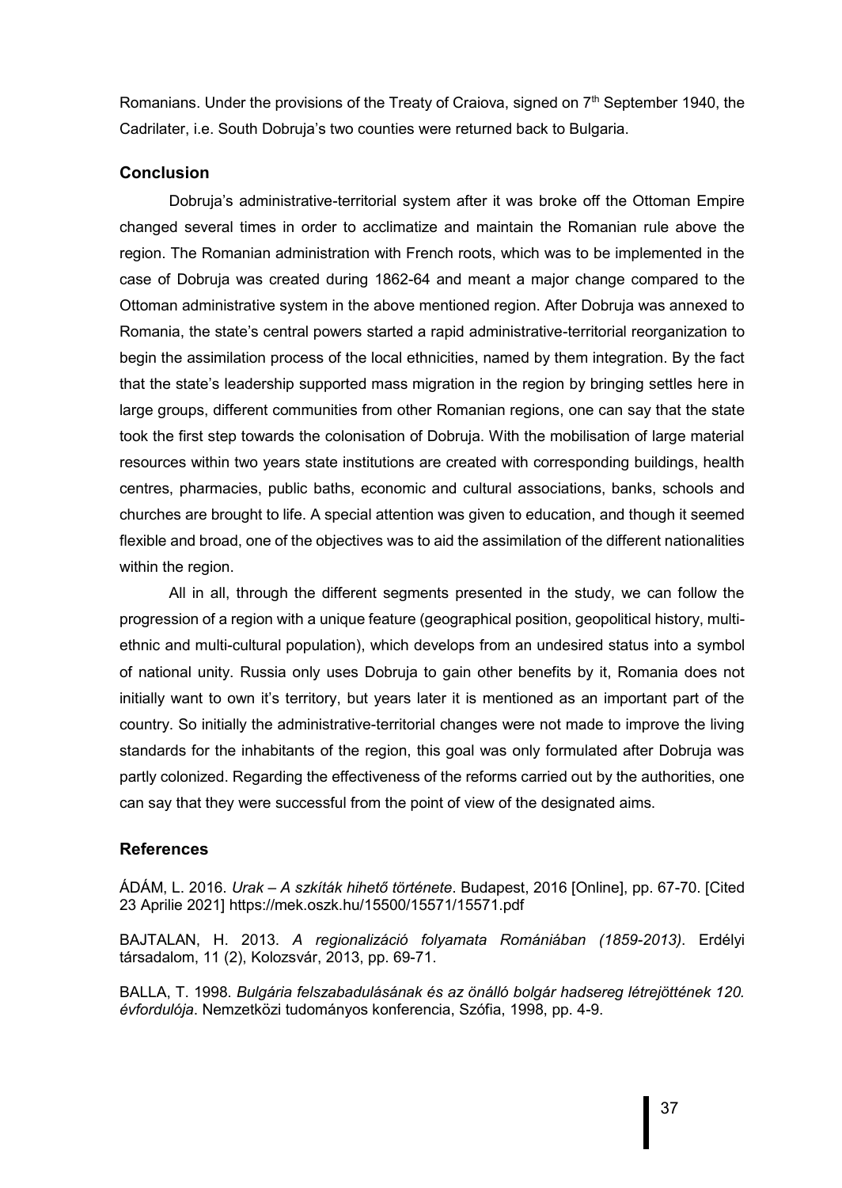Romanians. Under the provisions of the Treaty of Craiova, signed on 7th September 1940, the Cadrilater, i.e. South Dobruja's two counties were returned back to Bulgaria.

## Conclusion

Dobruja's administrative-territorial system after it was broke off the Ottoman Empire changed several times in order to acclimatize and maintain the Romanian rule above the region. The Romanian administration with French roots, which was to be implemented in the case of Dobruja was created during 1862-64 and meant a major change compared to the Ottoman administrative system in the above mentioned region. After Dobruja was annexed to Romania, the state's central powers started a rapid administrative-territorial reorganization to begin the assimilation process of the local ethnicities, named by them integration. By the fact that the state's leadership supported mass migration in the region by bringing settles here in large groups, different communities from other Romanian regions, one can say that the state took the first step towards the colonisation of Dobruja. With the mobilisation of large material resources within two years state institutions are created with corresponding buildings, health centres, pharmacies, public baths, economic and cultural associations, banks, schools and churches are brought to life. A special attention was given to education, and though it seemed flexible and broad, one of the objectives was to aid the assimilation of the different nationalities within the region.

All in all, through the different segments presented in the study, we can follow the progression of a region with a unique feature (geographical position, geopolitical history, multi-ethnic and multi-cultural population), which develops from an undesired status into a symbol of national unity. Russia only uses Dobruja to gain other benefits by it, Romania does not initially want to own it's territory, but years later it is mentioned as an important part of the country. So initially the administrative-territorial changes were not made to improve the living standards for the inhabitants of the region, this goal was only formulated after Dobruja was partly colonized. Regarding the effectiveness of the reforms carried out by the authorities, one can say that they were successful from the point of view of the designated aims.

## References

ÁDÁM, L. 2016. *Urak – A szkíták hihető története*. Budapest, 2016 [Online], pp. 67-70. [Cited 23 Aprilie 2021] https://mek.oszk.hu/15500/15571/15571.pdf

BAJTALAN, H. 2013. *A regionalizáció folyamata Romániában (1859-2013)*. Erdélyi társadalom, 11 (2), Kolozsvár, 2013, pp. 69-71.

BALLA, T. 1998. *Bulgária felszabadulásának és az önálló bolgár hadsereg létrejöttének 120. évfordulója*. Nemzetközi tudományos konferencia, Szófia, 1998, pp. 4-9.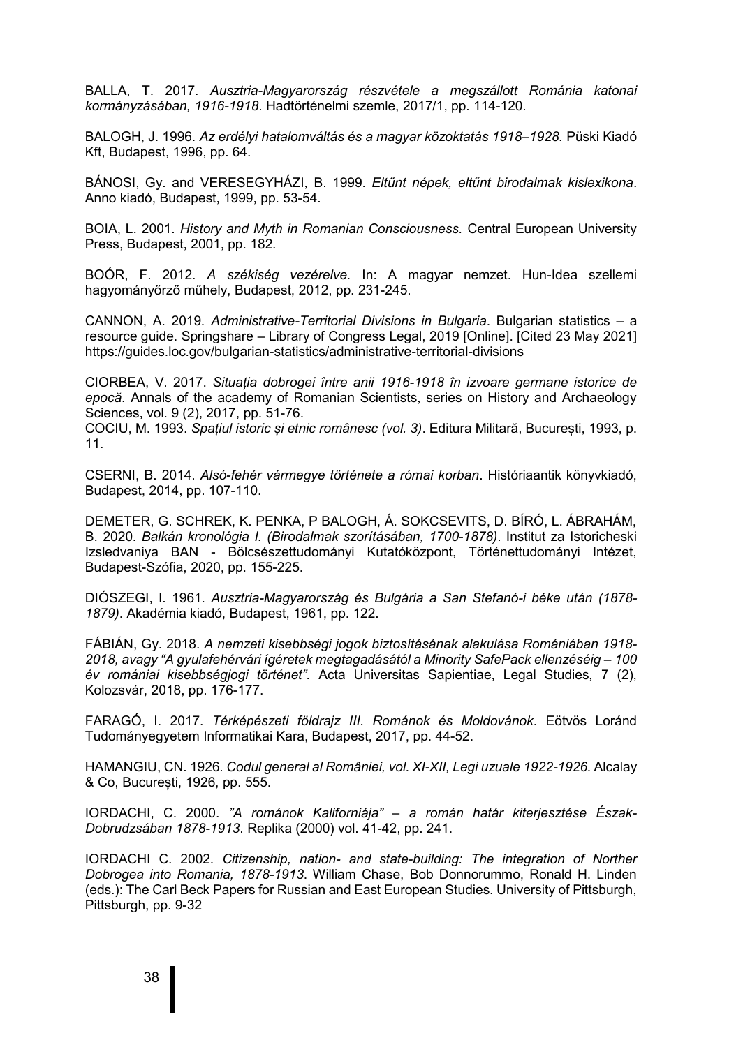BALLA, T. 2017. *Ausztria-Magyarország részvétele a megszállott Románia katonai kormányzásában, 1916-1918*. Hadtörténelmi szemle, 2017/1, pp. 114-120.

BALOGH, J. 1996. *Az erdélyi hatalomváltás és a magyar közoktatás 1918–1928.* Püski Kiadó Kft, Budapest, 1996, pp. 64.

BÁNOSI, Gy. and VERESEGYHÁZI, B. 1999. *Eltűnt népek, eltűnt birodalmak kislexikona*. Anno kiadó, Budapest, 1999, pp. 53-54.

BOIA, L. 2001. *History and Myth in Romanian Consciousness.* Central European University Press, Budapest, 2001, pp. 182.

BOÓR, F. 2012. *A székiség vezérelve.* In: A magyar nemzet. Hun-Idea szellemi hagyományőrző műhely, Budapest, 2012, pp. 231-245.

CANNON, A. 2019. *Administrative-Territorial Divisions in Bulgaria*. Bulgarian statistics – a resource guide. Springshare – Library of Congress Legal, 2019 [Online]. [Cited 23 May 2021] https://guides.loc.gov/bulgarian-statistics/administrative-territorial-divisions

CIORBEA, V. 2017. *Situația dobrogei între anii 1916-1918 în izvoare germane istorice de epocă*. Annals of the academy of Romanian Scientists, series on History and Archaeology Sciences, vol. 9 (2), 2017, pp. 51-76.
COCIU, M. 1993. *Spațiul istoric și etnic românesc (vol. 3)*. Editura Militară, București, 1993, p. 11.

CSERNI, B. 2014. *Alsó-fehér vármegye története a római korban*. Históriaantik könyvkiadó, Budapest, 2014, pp. 107-110.

DEMETER, G. SCHREK, K. PENKA, P BALOGH, Á. SOKCSEVITS, D. BÍRÓ, L. ÁBRAHÁM, B. 2020. *Balkán kronológia I. (Birodalmak szorításában, 1700-1878)*. Institut za Istoricheski Izsledvaniya BAN - Bölcsészettudományi Kutatóközpont, Történettudományi Intézet, Budapest-Szófia, 2020, pp. 155-225.

DIÓSZEGI, I. 1961. *Ausztria-Magyarország és Bulgária a San Stefanó-i béke után (1878-1879)*. Akadémia kiadó, Budapest, 1961, pp. 122.

FÁBIÁN, Gy. 2018. *A nemzeti kisebbségi jogok biztosításának alakulása Romániában 1918-2018, avagy "A gyulafehérvári ígéretek megtagadásától a Minority SafePack ellenzéséig – 100 év romániai kisebbségjogi történet".* Acta Universitas Sapientiae, Legal Studies*,* 7 (2), Kolozsvár, 2018, pp. 176-177.

FARAGÓ, I. 2017. *Térképészeti földrajz III. Románok és Moldovánok*. Eötvös Loránd Tudományegyetem Informatikai Kara, Budapest, 2017, pp. 44-52.

HAMANGIU, CN. 1926. *Codul general al României, vol. XI-XII, Legi uzuale 1922-1926*. Alcalay & Co, București, 1926, pp. 555.

IORDACHI, C. 2000. *"A románok Kaliforniája" – a román határ kiterjesztése Észak-Dobrudzsában 1878-1913*. Replika (2000) vol. 41-42, pp. 241.

IORDACHI C. 2002. *Citizenship, nation- and state-building: The integration of Norther Dobrogea into Romania, 1878-1913*. William Chase, Bob Donnorummo, Ronald H. Linden (eds.): The Carl Beck Papers for Russian and East European Studies. University of Pittsburgh, Pittsburgh, pp. 9-32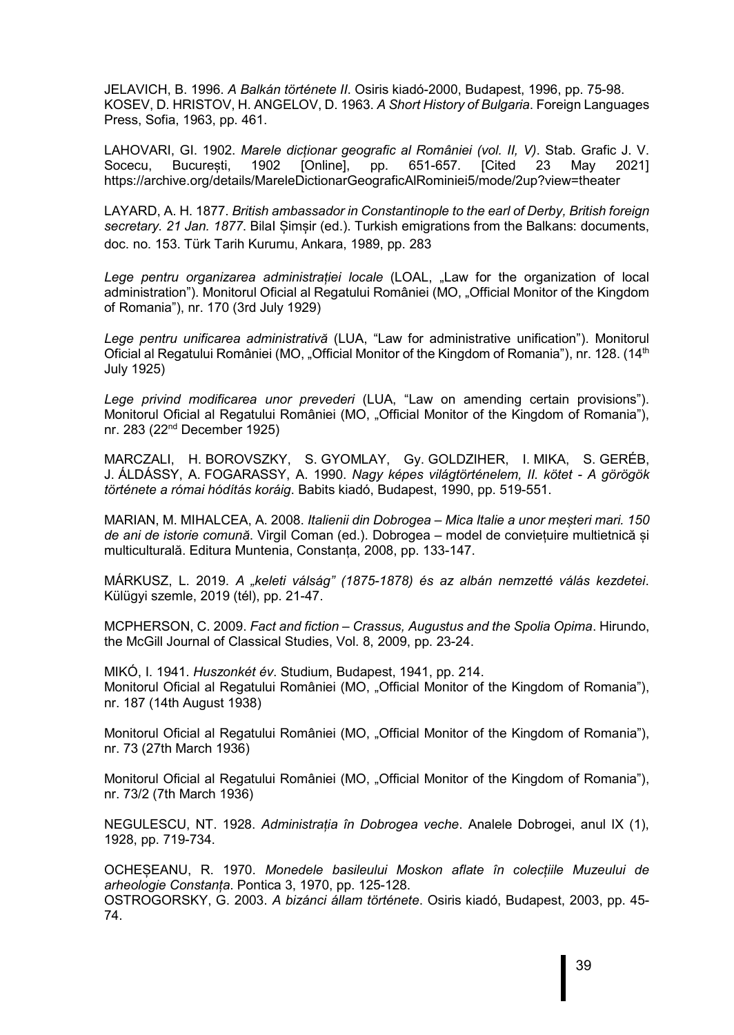JELAVICH, B. 1996. *A Balkán története II*. Osiris kiadó-2000, Budapest, 1996, pp. 75-98.
KOSEV, D. HRISTOV, H. ANGELOV, D. 1963. *A Short History of Bulgaria*. Foreign Languages Press, Sofia, 1963, pp. 461.

LAHOVARI, GI. 1902. *Marele dicționar geografic al României (vol. II, V)*. Stab. Grafic J. V. Socecu, București, 1902 [Online], pp. 651-657. [Cited 23 May 2021] https://archive.org/details/MareleDictionarGeograficAlRominiei5/mode/2up?view=theater

LAYARD, A. H. 1877. *British ambassador in Constantinople to the earl of Derby, British foreign secretary. 21 Jan. 1877*. Bilal Șimșir (ed.). Turkish emigrations from the Balkans: documents, doc. no. 153. Türk Tarih Kurumu, Ankara, 1989, pp. 283

*Lege pentru organizarea administrației locale* (LOAL, „Law for the organization of local administration"). Monitorul Oficial al Regatului României (MO, „Official Monitor of the Kingdom of Romania"), nr. 170 (3rd July 1929)

*Lege pentru unificarea administrativă* (LUA, "Law for administrative unification"). Monitorul Oficial al Regatului României (MO, „Official Monitor of the Kingdom of Romania"), nr. 128. (14th July 1925)

*Lege privind modificarea unor prevederi* (LUA, "Law on amending certain provisions"). Monitorul Oficial al Regatului României (MO, „Official Monitor of the Kingdom of Romania"), nr. 283 (22nd December 1925)

MARCZALI, H. BOROVSZKY, S. GYOMLAY, Gy. GOLDZIHER, I. MIKA, S. GERÉB, J. ÁLDÁSSY, A. FOGARASSY, A. 1990. *Nagy képes világtörténelem, II. kötet - A görögök története a római hódítás koráig*. Babits kiadó, Budapest, 1990, pp. 519-551.

MARIAN, M. MIHALCEA, A. 2008. *Italienii din Dobrogea – Mica Italie a unor meșteri mari. 150 de ani de istorie comună*. Virgil Coman (ed.). Dobrogea – model de conviețuire multietnică și multiculturală. Editura Muntenia, Constanța, 2008, pp. 133-147.

MÁRKUSZ, L. 2019. *A „keleti válság" (1875-1878) és az albán nemzetté válás kezdetei*. Külügyi szemle, 2019 (tél), pp. 21-47.

MCPHERSON, C. 2009. *Fact and fiction – Crassus, Augustus and the Spolia Opima*. Hirundo, the McGill Journal of Classical Studies, Vol. 8, 2009, pp. 23-24.

MIKÓ, I. 1941. *Huszonkét év*. Studium, Budapest, 1941, pp. 214.
Monitorul Oficial al Regatului României (MO, „Official Monitor of the Kingdom of Romania"), nr. 187 (14th August 1938)

Monitorul Oficial al Regatului României (MO, „Official Monitor of the Kingdom of Romania"), nr. 73 (27th March 1936)

Monitorul Oficial al Regatului României (MO, „Official Monitor of the Kingdom of Romania"), nr. 73/2 (7th March 1936)

NEGULESCU, NT. 1928. *Administrația în Dobrogea veche*. Analele Dobrogei, anul IX (1), 1928, pp. 719-734.

OCHEȘEANU, R. 1970. *Monedele basileului Moskon aflate în colecțiile Muzeului de arheologie Constanța*. Pontica 3, 1970, pp. 125-128.
OSTROGORSKY, G. 2003. *A bizánci állam története*. Osiris kiadó, Budapest, 2003, pp. 45-74.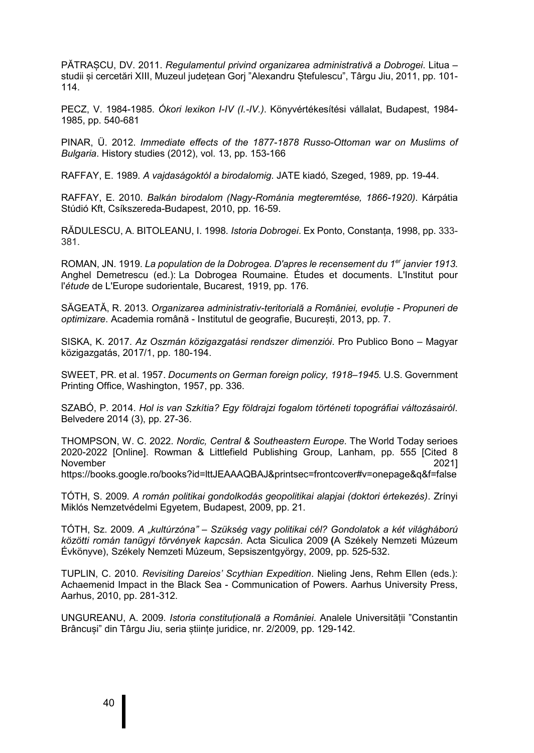PĂTRAȘCU, DV. 2011. *Regulamentul privind organizarea administrativă a Dobrogei*. Litua – studii și cercetări XIII, Muzeul județean Gorj "Alexandru Ștefulescu", Târgu Jiu, 2011, pp. 101-114.

PECZ, V. 1984-1985. *Ókori lexikon I-IV (I.-IV.)*. Könyvértékesítési vállalat, Budapest, 1984-1985, pp. 540-681

PINAR, Ü. 2012. *Immediate effects of the 1877-1878 Russo-Ottoman war on Muslims of Bulgaria*. History studies (2012), vol. 13, pp. 153-166

RAFFAY, E. 1989. *A vajdaságoktól a birodalomig*. JATE kiadó, Szeged, 1989, pp. 19-44.

RAFFAY, E. 2010. *Balkán birodalom (Nagy-Románia megteremtése, 1866-1920)*. Kárpátia Stúdió Kft, Csíkszereda-Budapest, 2010, pp. 16-59.

RĂDULESCU, A. BITOLEANU, I. 1998. *Istoria Dobrogei*. Ex Ponto, Constanța, 1998, pp. 333-381.

ROMAN, JN. 1919. *La population de la Dobrogea. D'apres le recensement du 1[er] janvier 1913*. Anghel Demetrescu (ed.): La Dobrogea Roumaine. Études et documents. L'Institut pour l'*étude* de L'Europe sudorientale, Bucarest, 1919, pp. 176.

SĂGEATĂ, R. 2013. *Organizarea administrativ-teritorială a României, evoluție - Propuneri de optimizare*. Academia română - Institutul de geografie, București, 2013, pp. 7.

SISKA, K. 2017. *Az Oszmán közigazgatási rendszer dimenziói*. Pro Publico Bono – Magyar közigazgatás, 2017/1, pp. 180-194.

SWEET, PR. et al. 1957. *Documents on German foreign policy, 1918–1945.* U.S. Government Printing Office, Washington, 1957, pp. 336.

SZABÓ, P. 2014. *Hol is van Szkítia? Egy földrajzi fogalom történeti topográfiai változásairól*. Belvedere 2014 (3), pp. 27-36.

THOMPSON, W. C. 2022. *Nordic, Central & Southeastern Europe*. The World Today serioes 2020-2022 [Online]. Rowman & Littlefield Publishing Group, Lanham, pp. 555 [Cited 8 November 2021] https://books.google.ro/books?id=lttJEAAAQBAJ&printsec=frontcover#v=onepage&q&f=false

TÓTH, S. 2009. *A román politikai gondolkodás geopolitikai alapjai (doktori értekezés)*. Zrínyi Miklós Nemzetvédelmi Egyetem, Budapest, 2009, pp. 21.

TÓTH, Sz. 2009. *A „kultúrzóna" – Szükség vagy politikai cél? Gondolatok a két világháború közötti román tanügyi törvények kapcsán*. Acta Siculica 2009 **(**A Székely Nemzeti Múzeum Évkönyve), Székely Nemzeti Múzeum, Sepsiszentgyörgy, 2009, pp. 525-532.

TUPLIN, C. 2010. *Revisiting Dareios' Scythian Expedition*. Nieling Jens, Rehm Ellen (eds.): Achaemenid Impact in the Black Sea - Communication of Powers. Aarhus University Press, Aarhus, 2010, pp. 281-312.

UNGUREANU, A. 2009. *Istoria constituțională a României*. Analele Universității "Constantin Brâncuși" din Târgu Jiu, seria științe juridice, nr. 2/2009, pp. 129-142.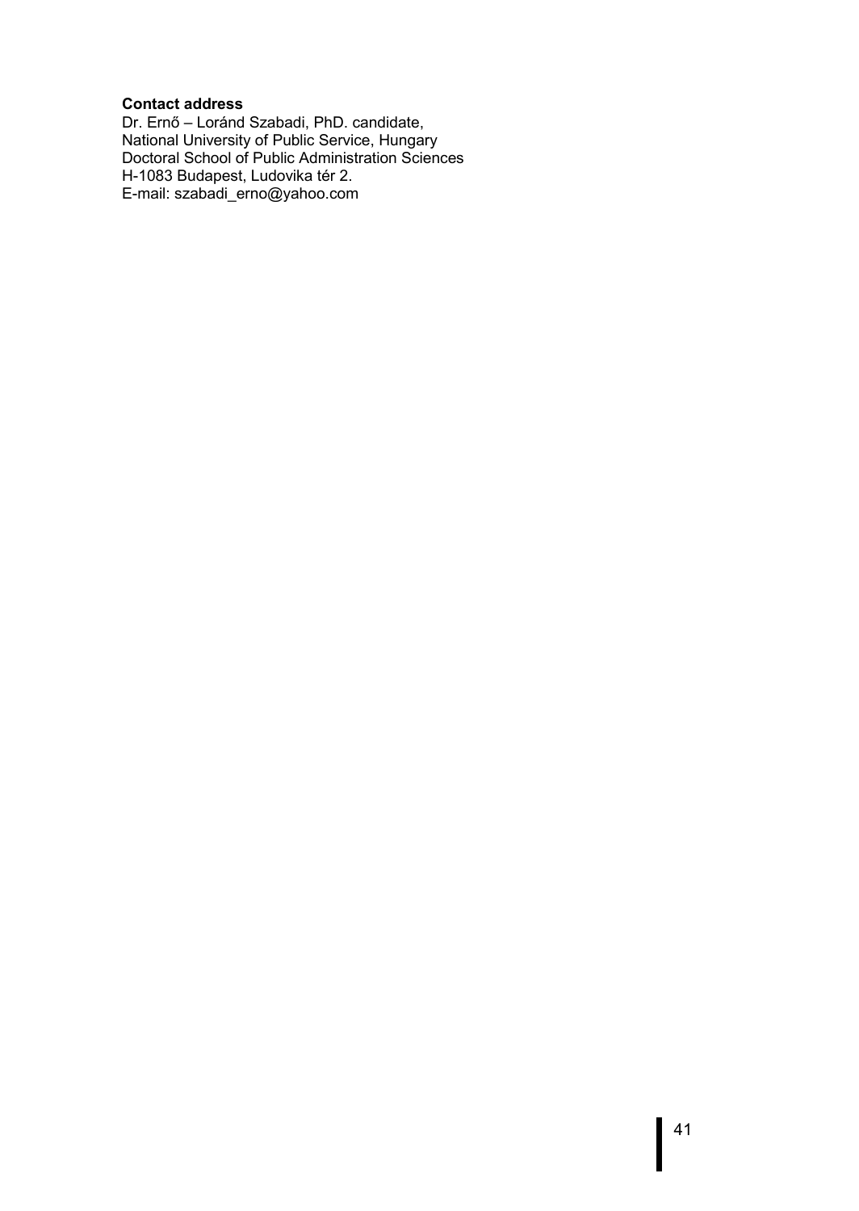**Contact address**

Dr. Ernő – Loránd Szabadi, PhD. candidate,
National University of Public Service, Hungary
Doctoral School of Public Administration Sciences
H-1083 Budapest, Ludovika tér 2.
E-mail: szabadi_erno@yahoo.com